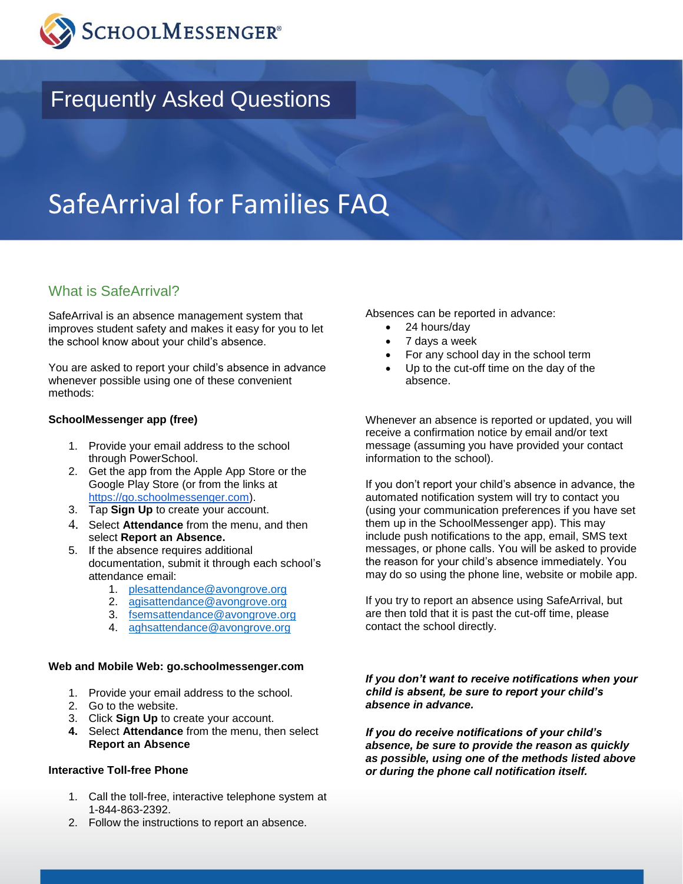SchoolMessenger®

# Frequently Asked Questions

# SafeArrival for Families FAQ

## What is SafeArrival?

SafeArrival is an absence management system that improves student safety and makes it easy for you to let the school know about your child's absence.

You are asked to report your child's absence in advance whenever possible using one of these convenient methods:

**SchoolMessenger app (free)**

1. Provide your email address to the school through PowerSchool.
2. Get the app from the Apple App Store or the Google Play Store (or from the links at https://go.schoolmessenger.com).
3. Tap **Sign Up** to create your account.
4. Select **Attendance** from the menu, and then select **Report an Absence.**
5. If the absence requires additional documentation, submit it through each school's attendance email:
   1. plesattendance@avongrove.org
   2. agisattendance@avongrove.org
   3. fsemsattendance@avongrove.org
   4. aghsattendance@avongrove.org

**Web and Mobile Web: go.schoolmessenger.com**

1. Provide your email address to the school.
2. Go to the website.
3. Click **Sign Up** to create your account.
4. Select **Attendance** from the menu, then select **Report an Absence**

**Interactive Toll-free Phone**

1. Call the toll-free, interactive telephone system at 1-844-863-2392.
2. Follow the instructions to report an absence.

Absences can be reported in advance:

- 24 hours/day
- 7 days a week
- For any school day in the school term
- Up to the cut-off time on the day of the absence.

Whenever an absence is reported or updated, you will receive a confirmation notice by email and/or text message (assuming you have provided your contact information to the school).

If you don't report your child's absence in advance, the automated notification system will try to contact you (using your communication preferences if you have set them up in the SchoolMessenger app). This may include push notifications to the app, email, SMS text messages, or phone calls. You will be asked to provide the reason for your child's absence immediately. You may do so using the phone line, website or mobile app.

If you try to report an absence using SafeArrival, but are then told that it is past the cut-off time, please contact the school directly.

***If you don't want to receive notifications when your child is absent, be sure to report your child's absence in advance.***

***If you do receive notifications of your child's absence, be sure to provide the reason as quickly as possible, using one of the methods listed above or during the phone call notification itself.***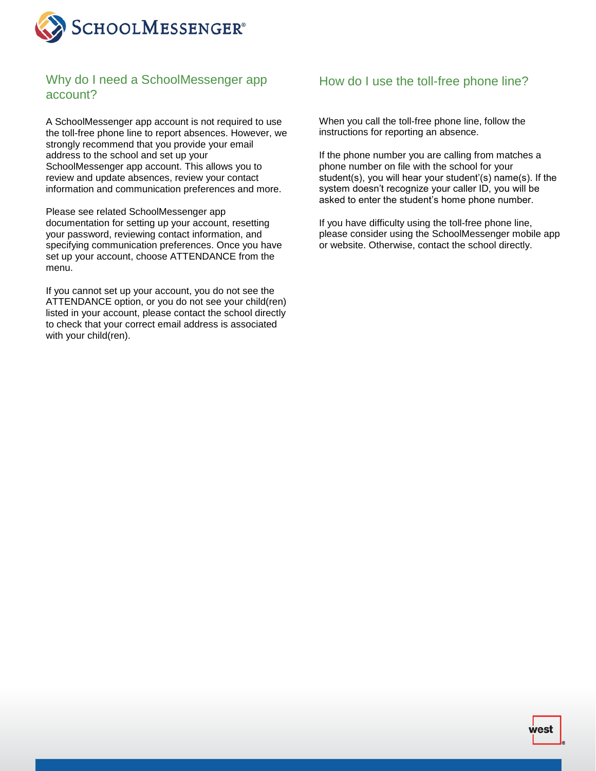## Why do I need a SchoolMessenger app account?

A SchoolMessenger app account is not required to use the toll-free phone line to report absences. However, we strongly recommend that you provide your email address to the school and set up your SchoolMessenger app account. This allows you to review and update absences, review your contact information and communication preferences and more.

Please see related SchoolMessenger app documentation for setting up your account, resetting your password, reviewing contact information, and specifying communication preferences. Once you have set up your account, choose ATTENDANCE from the menu.

If you cannot set up your account, you do not see the ATTENDANCE option, or you do not see your child(ren) listed in your account, please contact the school directly to check that your correct email address is associated with your child(ren).

## How do I use the toll-free phone line?

When you call the toll-free phone line, follow the instructions for reporting an absence.

If the phone number you are calling from matches a phone number on file with the school for your student(s), you will hear your student'(s) name(s). If the system doesn't recognize your caller ID, you will be asked to enter the student's home phone number.

If you have difficulty using the toll-free phone line, please consider using the SchoolMessenger mobile app or website. Otherwise, contact the school directly.